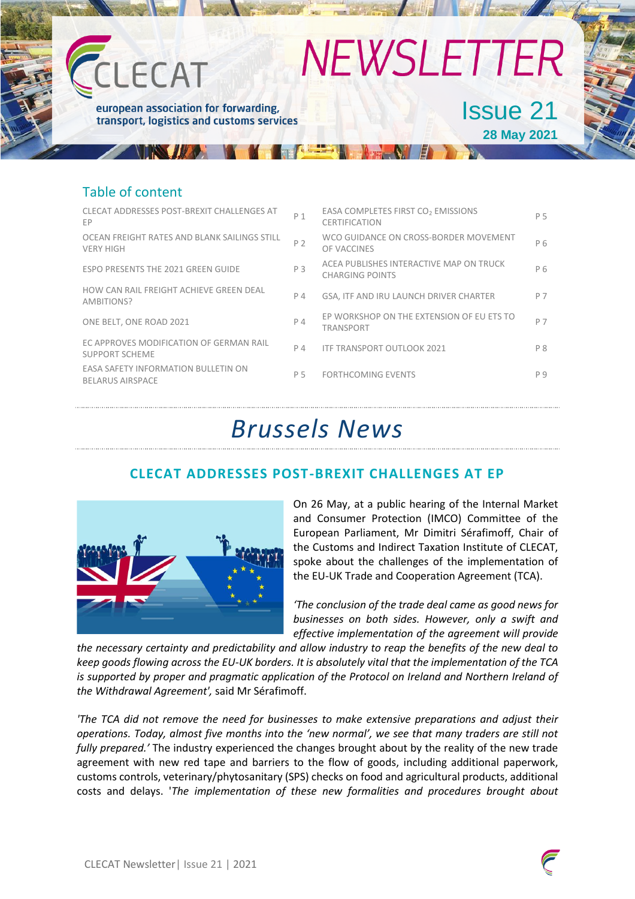# NEWSLETTER

CLECAT – european association for forwarding, transport, logistics and customs services

Issue 21

**28 May 2021**

## Table of content

| | | | |
|---|---|---|---|
| CLECAT ADDRESSES POST-BREXIT CHALLENGES AT EP | P 1 | EASA COMPLETES FIRST $CO_2$ EMISSIONS CERTIFICATION | P 5 |
| OCEAN FREIGHT RATES AND BLANK SAILINGS STILL VERY HIGH | P 2 | WCO GUIDANCE ON CROSS-BORDER MOVEMENT OF VACCINES | P 6 |
| ESPO PRESENTS THE 2021 GREEN GUIDE | P 3 | ACEA PUBLISHES INTERACTIVE MAP ON TRUCK CHARGING POINTS | P 6 |
| HOW CAN RAIL FREIGHT ACHIEVE GREEN DEAL AMBITIONS? | P 4 | GSA, ITF AND IRU LAUNCH DRIVER CHARTER | P 7 |
| ONE BELT, ONE ROAD 2021 | P 4 | EP WORKSHOP ON THE EXTENSION OF EU ETS TO TRANSPORT | P 7 |
| EC APPROVES MODIFICATION OF GERMAN RAIL SUPPORT SCHEME | P 4 | ITF TRANSPORT OUTLOOK 2021 | P 8 |
| EASA SAFETY INFORMATION BULLETIN ON BELARUS AIRSPACE | P 5 | FORTHCOMING EVENTS | P 9 |

# *Brussels News*

## CLECAT ADDRESSES POST-BREXIT CHALLENGES AT EP

On 26 May, at a public hearing of the Internal Market and Consumer Protection (IMCO) Committee of the European Parliament, Mr Dimitri Sérafimoff, Chair of the Customs and Indirect Taxation Institute of CLECAT, spoke about the challenges of the implementation of the EU-UK Trade and Cooperation Agreement (TCA).

*'The conclusion of the trade deal came as good news for businesses on both sides. However, only a swift and effective implementation of the agreement will provide the necessary certainty and predictability and allow industry to reap the benefits of the new deal to keep goods flowing across the EU-UK borders. It is absolutely vital that the implementation of the TCA is supported by proper and pragmatic application of the Protocol on Ireland and Northern Ireland of the Withdrawal Agreement',* said Mr Sérafimoff.

*'The TCA did not remove the need for businesses to make extensive preparations and adjust their operations. Today, almost five months into the 'new normal', we see that many traders are still not fully prepared.'* The industry experienced the changes brought about by the reality of the new trade agreement with new red tape and barriers to the flow of goods, including additional paperwork, customs controls, veterinary/phytosanitary (SPS) checks on food and agricultural products, additional costs and delays. '*The implementation of these new formalities and procedures brought about*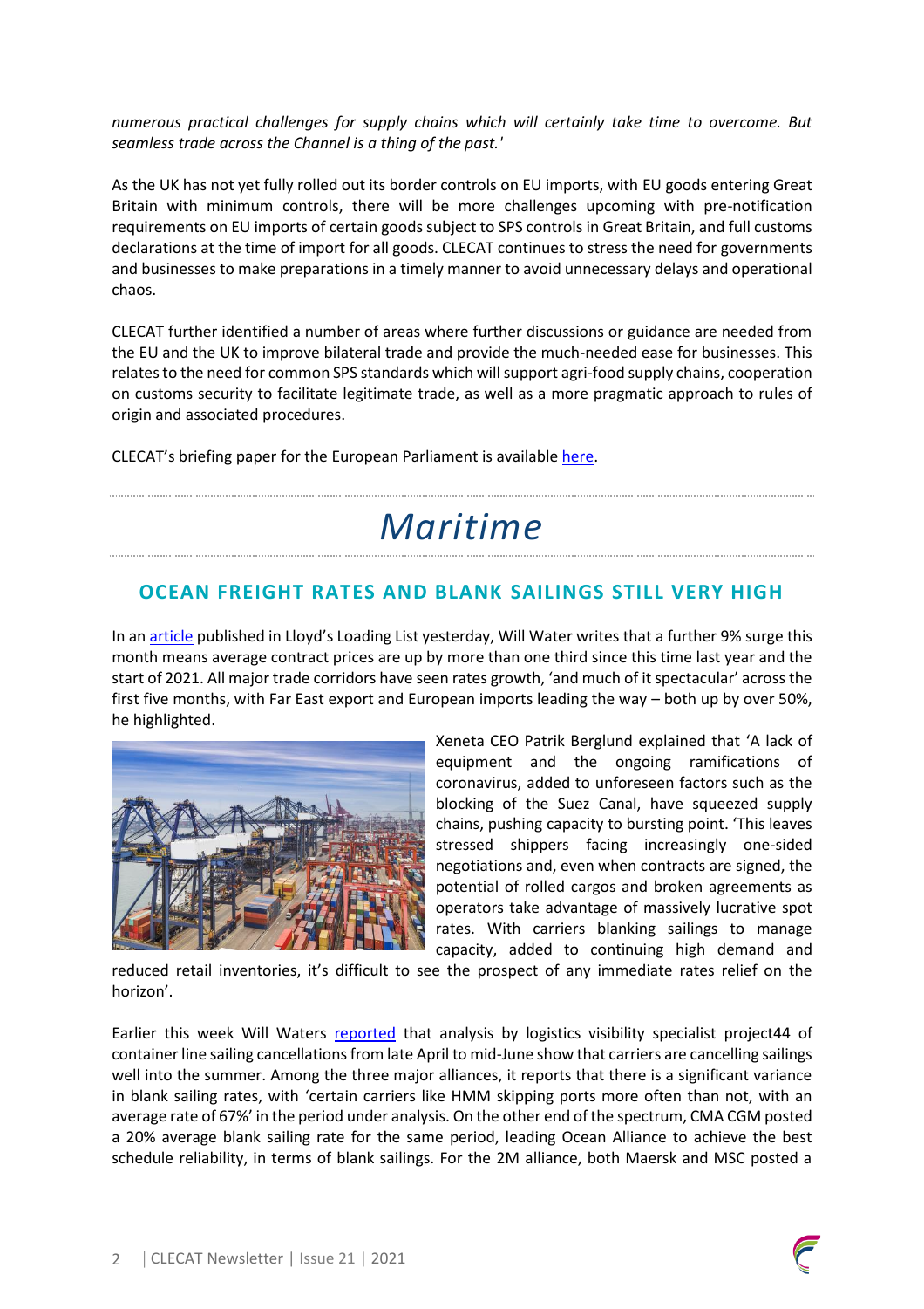*numerous practical challenges for supply chains which will certainly take time to overcome. But seamless trade across the Channel is a thing of the past.'*

As the UK has not yet fully rolled out its border controls on EU imports, with EU goods entering Great Britain with minimum controls, there will be more challenges upcoming with pre-notification requirements on EU imports of certain goods subject to SPS controls in Great Britain, and full customs declarations at the time of import for all goods. CLECAT continues to stress the need for governments and businesses to make preparations in a timely manner to avoid unnecessary delays and operational chaos.

CLECAT further identified a number of areas where further discussions or guidance are needed from the EU and the UK to improve bilateral trade and provide the much-needed ease for businesses. This relates to the need for common SPS standards which will support agri-food supply chains, cooperation on customs security to facilitate legitimate trade, as well as a more pragmatic approach to rules of origin and associated procedures.

CLECAT's briefing paper for the European Parliament is available here.

# *Maritime*

## OCEAN FREIGHT RATES AND BLANK SAILINGS STILL VERY HIGH

In an article published in Lloyd's Loading List yesterday, Will Water writes that a further 9% surge this month means average contract prices are up by more than one third since this time last year and the start of 2021. All major trade corridors have seen rates growth, 'and much of it spectacular' across the first five months, with Far East export and European imports leading the way – both up by over 50%, he highlighted.

Xeneta CEO Patrik Berglund explained that 'A lack of equipment and the ongoing ramifications of coronavirus, added to unforeseen factors such as the blocking of the Suez Canal, have squeezed supply chains, pushing capacity to bursting point. 'This leaves stressed shippers facing increasingly one-sided negotiations and, even when contracts are signed, the potential of rolled cargos and broken agreements as operators take advantage of massively lucrative spot rates. With carriers blanking sailings to manage capacity, added to continuing high demand and reduced retail inventories, it's difficult to see the prospect of any immediate rates relief on the horizon'.

Earlier this week Will Waters reported that analysis by logistics visibility specialist project44 of container line sailing cancellations from late April to mid-June show that carriers are cancelling sailings well into the summer. Among the three major alliances, it reports that there is a significant variance in blank sailing rates, with 'certain carriers like HMM skipping ports more often than not, with an average rate of 67%' in the period under analysis. On the other end of the spectrum, CMA CGM posted a 20% average blank sailing rate for the same period, leading Ocean Alliance to achieve the best schedule reliability, in terms of blank sailings. For the 2M alliance, both Maersk and MSC posted a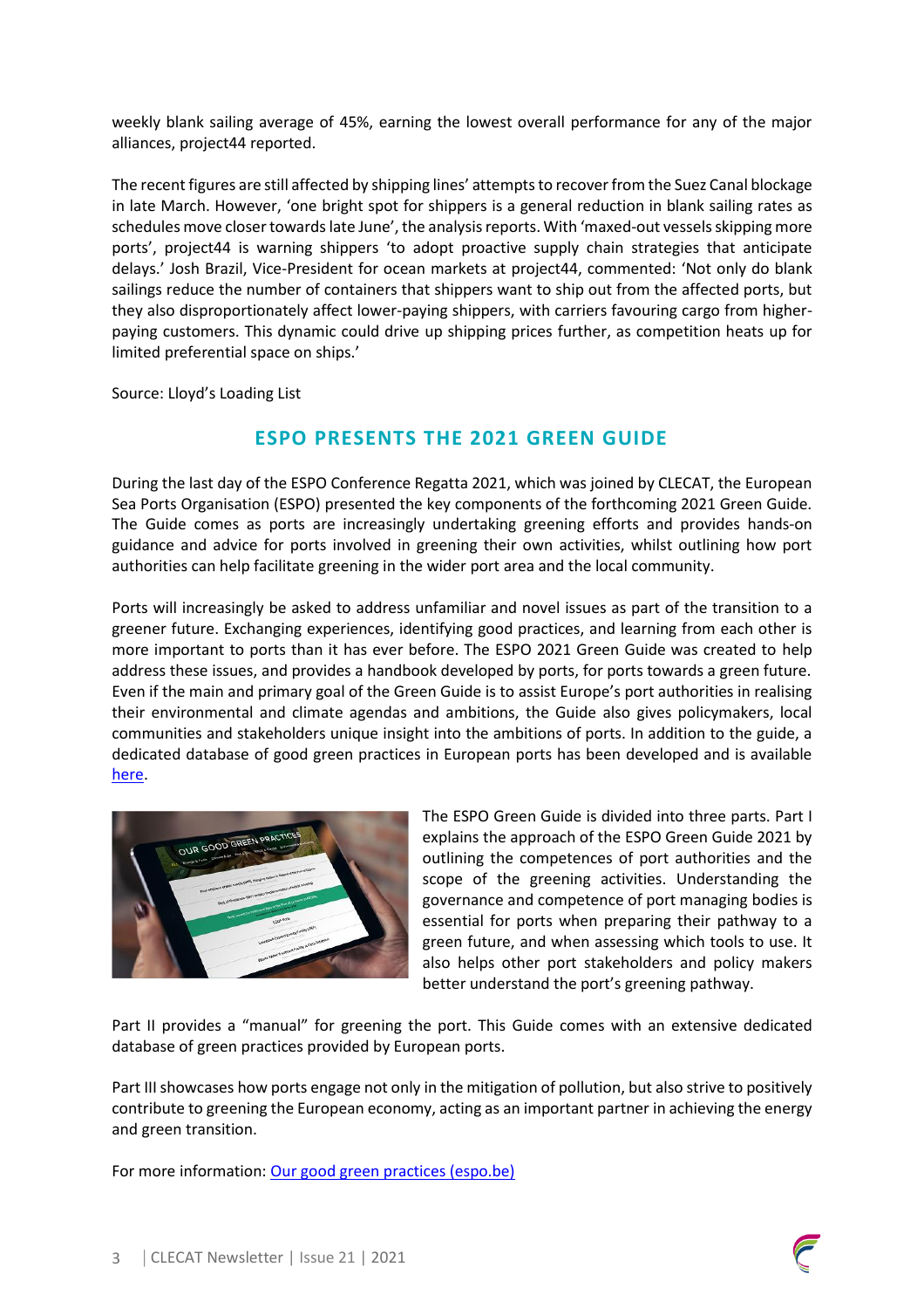weekly blank sailing average of 45%, earning the lowest overall performance for any of the major alliances, project44 reported.

The recent figures are still affected by shipping lines' attempts to recover from the Suez Canal blockage in late March. However, 'one bright spot for shippers is a general reduction in blank sailing rates as schedules move closer towards late June', the analysis reports. With 'maxed-out vessels skipping more ports', project44 is warning shippers 'to adopt proactive supply chain strategies that anticipate delays.' Josh Brazil, Vice-President for ocean markets at project44, commented: 'Not only do blank sailings reduce the number of containers that shippers want to ship out from the affected ports, but they also disproportionately affect lower-paying shippers, with carriers favouring cargo from higher-paying customers. This dynamic could drive up shipping prices further, as competition heats up for limited preferential space on ships.'

Source: Lloyd's Loading List

## ESPO PRESENTS THE 2021 GREEN GUIDE

During the last day of the ESPO Conference Regatta 2021, which was joined by CLECAT, the European Sea Ports Organisation (ESPO) presented the key components of the forthcoming 2021 Green Guide. The Guide comes as ports are increasingly undertaking greening efforts and provides hands-on guidance and advice for ports involved in greening their own activities, whilst outlining how port authorities can help facilitate greening in the wider port area and the local community.

Ports will increasingly be asked to address unfamiliar and novel issues as part of the transition to a greener future. Exchanging experiences, identifying good practices, and learning from each other is more important to ports than it has ever before. The ESPO 2021 Green Guide was created to help address these issues, and provides a handbook developed by ports, for ports towards a green future. Even if the main and primary goal of the Green Guide is to assist Europe's port authorities in realising their environmental and climate agendas and ambitions, the Guide also gives policymakers, local communities and stakeholders unique insight into the ambitions of ports. In addition to the guide, a dedicated database of good green practices in European ports has been developed and is available here.

The ESPO Green Guide is divided into three parts. Part I explains the approach of the ESPO Green Guide 2021 by outlining the competences of port authorities and the scope of the greening activities. Understanding the governance and competence of port managing bodies is essential for ports when preparing their pathway to a green future, and when assessing which tools to use. It also helps other port stakeholders and policy makers better understand the port's greening pathway.

Part II provides a "manual" for greening the port. This Guide comes with an extensive dedicated database of green practices provided by European ports.

Part III showcases how ports engage not only in the mitigation of pollution, but also strive to positively contribute to greening the European economy, acting as an important partner in achieving the energy and green transition.

For more information: Our good green practices (espo.be)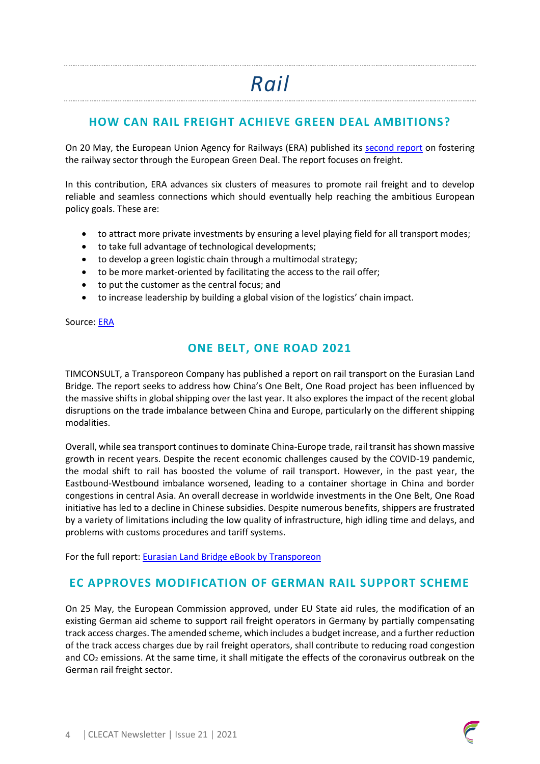# Rail

## HOW CAN RAIL FREIGHT ACHIEVE GREEN DEAL AMBITIONS?

On 20 May, the European Union Agency for Railways (ERA) published its second report on fostering the railway sector through the European Green Deal. The report focuses on freight.

In this contribution, ERA advances six clusters of measures to promote rail freight and to develop reliable and seamless connections which should eventually help reaching the ambitious European policy goals. These are:

- to attract more private investments by ensuring a level playing field for all transport modes;
- to take full advantage of technological developments;
- to develop a green logistic chain through a multimodal strategy;
- to be more market-oriented by facilitating the access to the rail offer;
- to put the customer as the central focus; and
- to increase leadership by building a global vision of the logistics' chain impact.

Source: ERA

## ONE BELT, ONE ROAD 2021

TIMCONSULT, a Transporeon Company has published a report on rail transport on the Eurasian Land Bridge. The report seeks to address how China's One Belt, One Road project has been influenced by the massive shifts in global shipping over the last year. It also explores the impact of the recent global disruptions on the trade imbalance between China and Europe, particularly on the different shipping modalities.

Overall, while sea transport continues to dominate China-Europe trade, rail transit has shown massive growth in recent years. Despite the recent economic challenges caused by the COVID-19 pandemic, the modal shift to rail has boosted the volume of rail transport. However, in the past year, the Eastbound-Westbound imbalance worsened, leading to a container shortage in China and border congestions in central Asia. An overall decrease in worldwide investments in the One Belt, One Road initiative has led to a decline in Chinese subsidies. Despite numerous benefits, shippers are frustrated by a variety of limitations including the low quality of infrastructure, high idling time and delays, and problems with customs procedures and tariff systems.

For the full report: Eurasian Land Bridge eBook by Transporeon

## EC APPROVES MODIFICATION OF GERMAN RAIL SUPPORT SCHEME

On 25 May, the European Commission approved, under EU State aid rules, the modification of an existing German aid scheme to support rail freight operators in Germany by partially compensating track access charges. The amended scheme, which includes a budget increase, and a further reduction of the track access charges due by rail freight operators, shall contribute to reducing road congestion and $CO_2$ emissions. At the same time, it shall mitigate the effects of the coronavirus outbreak on the German rail freight sector.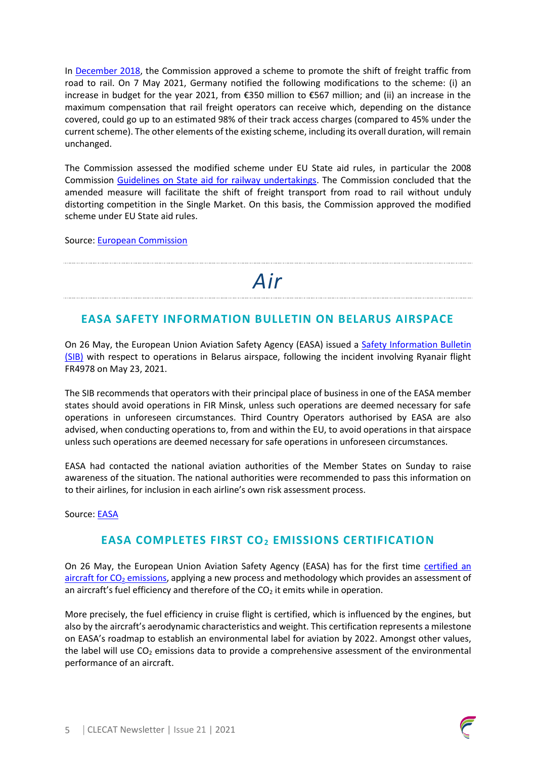In December 2018, the Commission approved a scheme to promote the shift of freight traffic from road to rail. On 7 May 2021, Germany notified the following modifications to the scheme: (i) an increase in budget for the year 2021, from €350 million to €567 million; and (ii) an increase in the maximum compensation that rail freight operators can receive which, depending on the distance covered, could go up to an estimated 98% of their track access charges (compared to 45% under the current scheme). The other elements of the existing scheme, including its overall duration, will remain unchanged.

The Commission assessed the modified scheme under EU State aid rules, in particular the 2008 Commission Guidelines on State aid for railway undertakings. The Commission concluded that the amended measure will facilitate the shift of freight transport from road to rail without unduly distorting competition in the Single Market. On this basis, the Commission approved the modified scheme under EU State aid rules.

Source: European Commission

# *Air*

## EASA SAFETY INFORMATION BULLETIN ON BELARUS AIRSPACE

On 26 May, the European Union Aviation Safety Agency (EASA) issued a Safety Information Bulletin (SIB) with respect to operations in Belarus airspace, following the incident involving Ryanair flight FR4978 on May 23, 2021.

The SIB recommends that operators with their principal place of business in one of the EASA member states should avoid operations in FIR Minsk, unless such operations are deemed necessary for safe operations in unforeseen circumstances. Third Country Operators authorised by EASA are also advised, when conducting operations to, from and within the EU, to avoid operations in that airspace unless such operations are deemed necessary for safe operations in unforeseen circumstances.

EASA had contacted the national aviation authorities of the Member States on Sunday to raise awareness of the situation. The national authorities were recommended to pass this information on to their airlines, for inclusion in each airline's own risk assessment process.

Source: EASA

## EASA COMPLETES FIRST $CO_2$ EMISSIONS CERTIFICATION

On 26 May, the European Union Aviation Safety Agency (EASA) has for the first time certified an aircraft for $CO_2$ emissions, applying a new process and methodology which provides an assessment of an aircraft's fuel efficiency and therefore of the $CO_2$ it emits while in operation.

More precisely, the fuel efficiency in cruise flight is certified, which is influenced by the engines, but also by the aircraft's aerodynamic characteristics and weight. This certification represents a milestone on EASA's roadmap to establish an environmental label for aviation by 2022. Amongst other values, the label will use $CO_2$ emissions data to provide a comprehensive assessment of the environmental performance of an aircraft.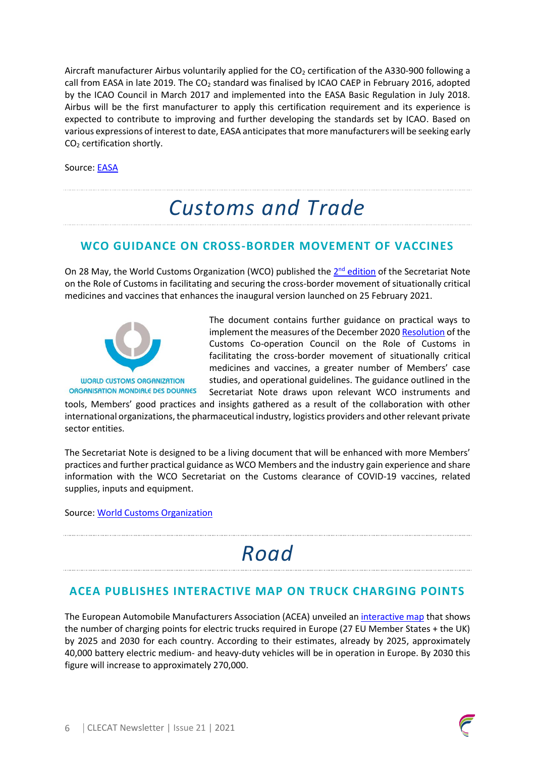Aircraft manufacturer Airbus voluntarily applied for the $CO_2$ certification of the A330-900 following a call from EASA in late 2019. The $CO_2$ standard was finalised by ICAO CAEP in February 2016, adopted by the ICAO Council in March 2017 and implemented into the EASA Basic Regulation in July 2018. Airbus will be the first manufacturer to apply this certification requirement and its experience is expected to contribute to improving and further developing the standards set by ICAO. Based on various expressions of interest to date, EASA anticipates that more manufacturers will be seeking early $CO_2$ certification shortly.

Source: EASA

# Customs and Trade

## WCO GUIDANCE ON CROSS-BORDER MOVEMENT OF VACCINES

On 28 May, the World Customs Organization (WCO) published the 2nd edition of the Secretariat Note on the Role of Customs in facilitating and securing the cross-border movement of situationally critical medicines and vaccines that enhances the inaugural version launched on 25 February 2021.

WORLD CUSTOMS ORGANIZATION
ORGANISATION MONDIALE DES DOUANES

The document contains further guidance on practical ways to implement the measures of the December 2020 Resolution of the Customs Co-operation Council on the Role of Customs in facilitating the cross-border movement of situationally critical medicines and vaccines, a greater number of Members' case studies, and operational guidelines. The guidance outlined in the Secretariat Note draws upon relevant WCO instruments and tools, Members' good practices and insights gathered as a result of the collaboration with other international organizations, the pharmaceutical industry, logistics providers and other relevant private sector entities.

The Secretariat Note is designed to be a living document that will be enhanced with more Members' practices and further practical guidance as WCO Members and the industry gain experience and share information with the WCO Secretariat on the Customs clearance of COVID-19 vaccines, related supplies, inputs and equipment.

Source: World Customs Organization

# Road

## ACEA PUBLISHES INTERACTIVE MAP ON TRUCK CHARGING POINTS

The European Automobile Manufacturers Association (ACEA) unveiled an interactive map that shows the number of charging points for electric trucks required in Europe (27 EU Member States + the UK) by 2025 and 2030 for each country. According to their estimates, already by 2025, approximately 40,000 battery electric medium- and heavy-duty vehicles will be in operation in Europe. By 2030 this figure will increase to approximately 270,000.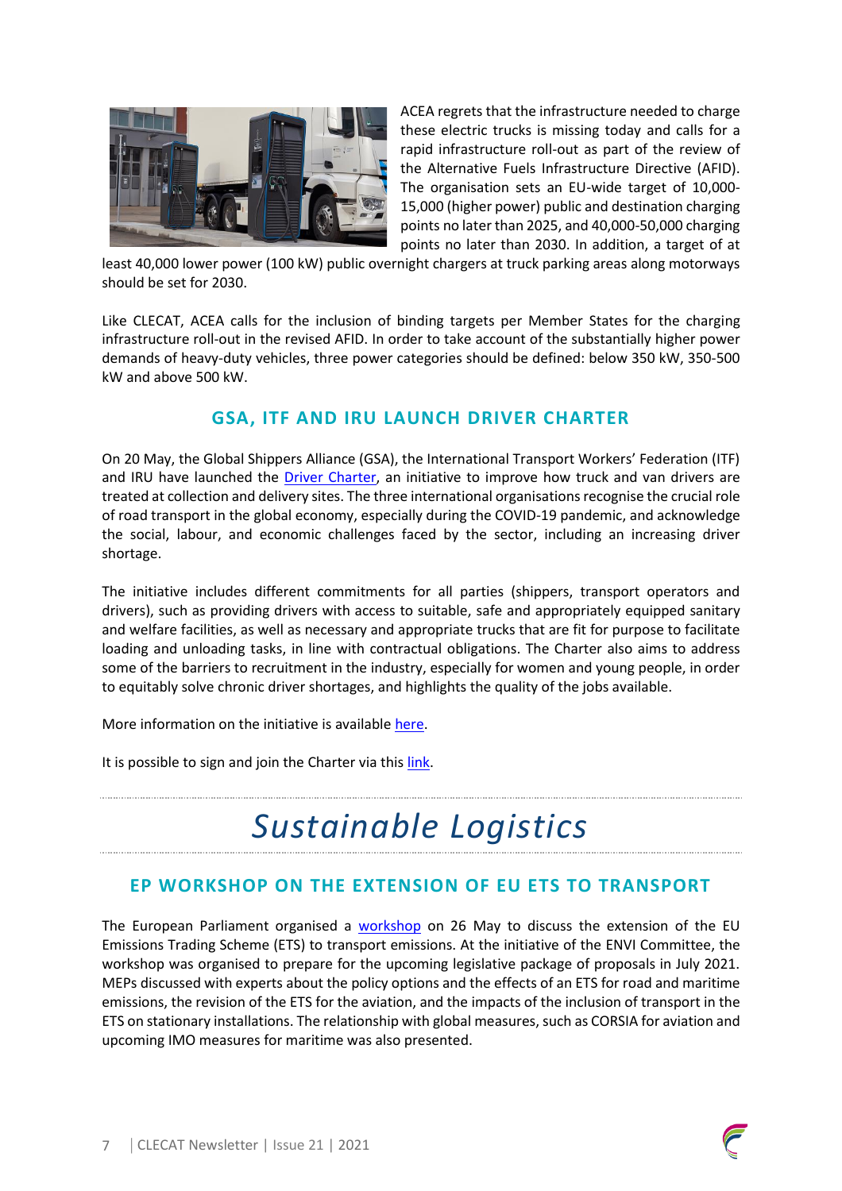ACEA regrets that the infrastructure needed to charge these electric trucks is missing today and calls for a rapid infrastructure roll-out as part of the review of the Alternative Fuels Infrastructure Directive (AFID). The organisation sets an EU-wide target of 10,000-15,000 (higher power) public and destination charging points no later than 2025, and 40,000-50,000 charging points no later than 2030. In addition, a target of at least 40,000 lower power (100 kW) public overnight chargers at truck parking areas along motorways should be set for 2030.

Like CLECAT, ACEA calls for the inclusion of binding targets per Member States for the charging infrastructure roll-out in the revised AFID. In order to take account of the substantially higher power demands of heavy-duty vehicles, three power categories should be defined: below 350 kW, 350-500 kW and above 500 kW.

## GSA, ITF AND IRU LAUNCH DRIVER CHARTER

On 20 May, the Global Shippers Alliance (GSA), the International Transport Workers' Federation (ITF) and IRU have launched the Driver Charter, an initiative to improve how truck and van drivers are treated at collection and delivery sites. The three international organisations recognise the crucial role of road transport in the global economy, especially during the COVID-19 pandemic, and acknowledge the social, labour, and economic challenges faced by the sector, including an increasing driver shortage.

The initiative includes different commitments for all parties (shippers, transport operators and drivers), such as providing drivers with access to suitable, safe and appropriately equipped sanitary and welfare facilities, as well as necessary and appropriate trucks that are fit for purpose to facilitate loading and unloading tasks, in line with contractual obligations. The Charter also aims to address some of the barriers to recruitment in the industry, especially for women and young people, in order to equitably solve chronic driver shortages, and highlights the quality of the jobs available.

More information on the initiative is available here.

It is possible to sign and join the Charter via this link.

# *Sustainable Logistics*

## EP WORKSHOP ON THE EXTENSION OF EU ETS TO TRANSPORT

The European Parliament organised a workshop on 26 May to discuss the extension of the EU Emissions Trading Scheme (ETS) to transport emissions. At the initiative of the ENVI Committee, the workshop was organised to prepare for the upcoming legislative package of proposals in July 2021. MEPs discussed with experts about the policy options and the effects of an ETS for road and maritime emissions, the revision of the ETS for the aviation, and the impacts of the inclusion of transport in the ETS on stationary installations. The relationship with global measures, such as CORSIA for aviation and upcoming IMO measures for maritime was also presented.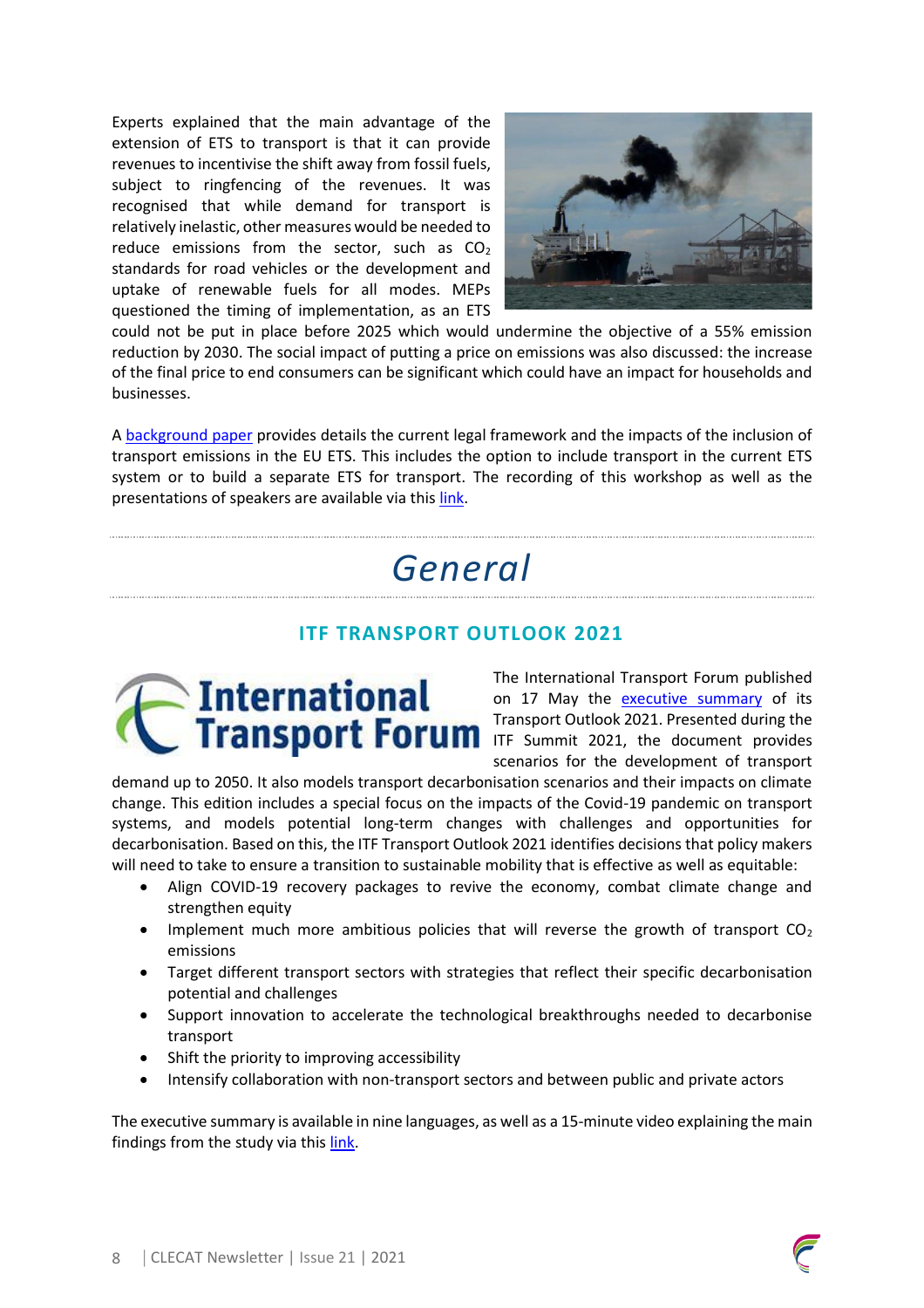Experts explained that the main advantage of the extension of ETS to transport is that it can provide revenues to incentivise the shift away from fossil fuels, subject to ringfencing of the revenues. It was recognised that while demand for transport is relatively inelastic, other measures would be needed to reduce emissions from the sector, such as $CO_2$ standards for road vehicles or the development and uptake of renewable fuels for all modes. MEPs questioned the timing of implementation, as an ETS could not be put in place before 2025 which would undermine the objective of a 55% emission reduction by 2030. The social impact of putting a price on emissions was also discussed: the increase of the final price to end consumers can be significant which could have an impact for households and businesses.

A background paper provides details the current legal framework and the impacts of the inclusion of transport emissions in the EU ETS. This includes the option to include transport in the current ETS system or to build a separate ETS for transport. The recording of this workshop as well as the presentations of speakers are available via this link.

# *General*

## ITF TRANSPORT OUTLOOK 2021

The International Transport Forum published on 17 May the executive summary of its Transport Outlook 2021. Presented during the ITF Summit 2021, the document provides scenarios for the development of transport demand up to 2050. It also models transport decarbonisation scenarios and their impacts on climate change. This edition includes a special focus on the impacts of the Covid-19 pandemic on transport systems, and models potential long-term changes with challenges and opportunities for decarbonisation. Based on this, the ITF Transport Outlook 2021 identifies decisions that policy makers will need to take to ensure a transition to sustainable mobility that is effective as well as equitable:

- Align COVID-19 recovery packages to revive the economy, combat climate change and strengthen equity
- Implement much more ambitious policies that will reverse the growth of transport $CO_2$ emissions
- Target different transport sectors with strategies that reflect their specific decarbonisation potential and challenges
- Support innovation to accelerate the technological breakthroughs needed to decarbonise transport
- Shift the priority to improving accessibility
- Intensify collaboration with non-transport sectors and between public and private actors

The executive summary is available in nine languages, as well as a 15-minute video explaining the main findings from the study via this link.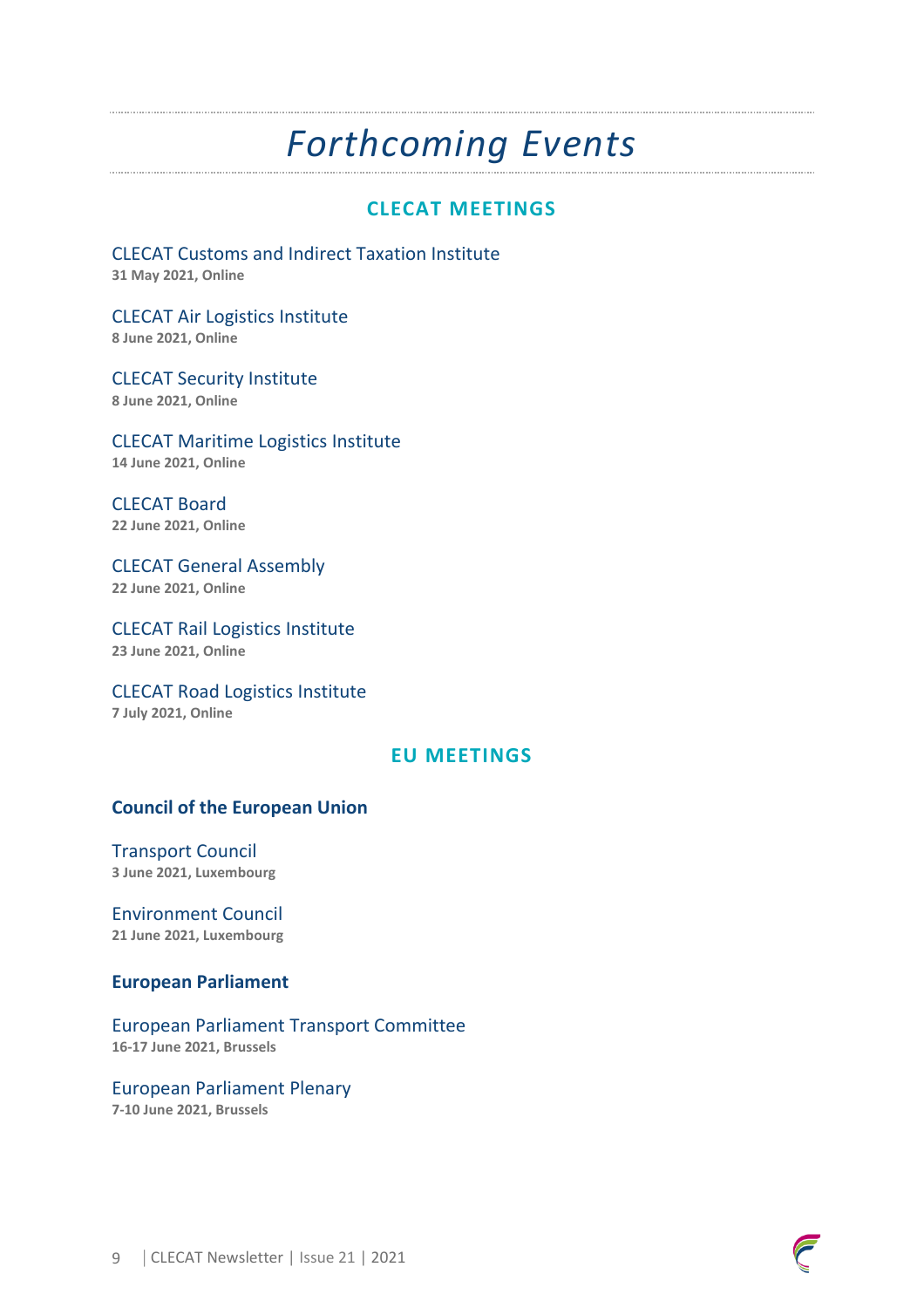# *Forthcoming Events*

## CLECAT MEETINGS

CLECAT Customs and Indirect Taxation Institute
**31 May 2021, Online**

CLECAT Air Logistics Institute
**8 June 2021, Online**

CLECAT Security Institute
**8 June 2021, Online**

CLECAT Maritime Logistics Institute
**14 June 2021, Online**

CLECAT Board
**22 June 2021, Online**

CLECAT General Assembly
**22 June 2021, Online**

CLECAT Rail Logistics Institute
**23 June 2021, Online**

CLECAT Road Logistics Institute
**7 July 2021, Online**

## EU MEETINGS

### Council of the European Union

Transport Council
**3 June 2021, Luxembourg**

Environment Council
**21 June 2021, Luxembourg**

### European Parliament

European Parliament Transport Committee
**16-17 June 2021, Brussels**

European Parliament Plenary
**7-10 June 2021, Brussels**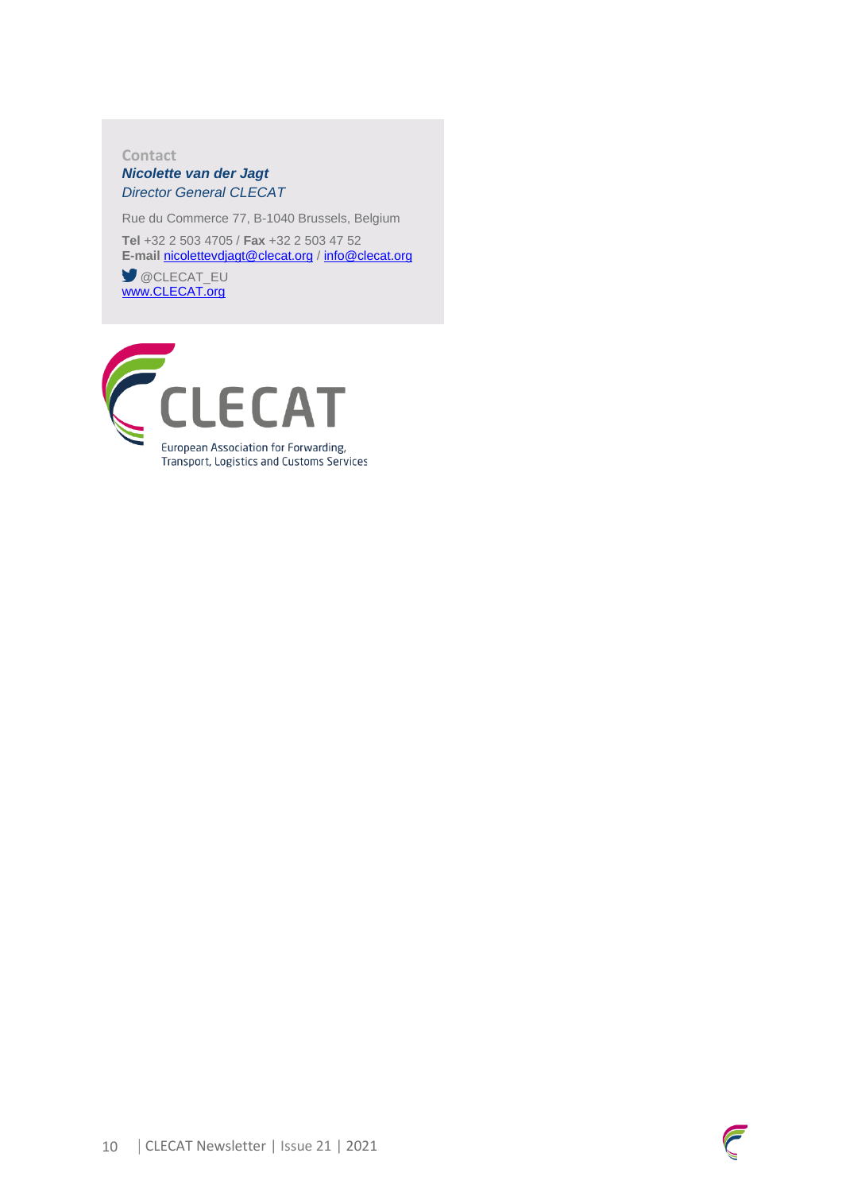**Contact**

***Nicolette van der Jagt***

*Director General CLECAT*

Rue du Commerce 77, B-1040 Brussels, Belgium

**Tel** +32 2 503 4705 / **Fax** +32 2 503 47 52

**E-mail** nicolettevdjagt@clecat.org / info@clecat.org

@CLECAT_EU

www.CLECAT.org

CLECAT

European Association for Forwarding, Transport, Logistics and Customs Services